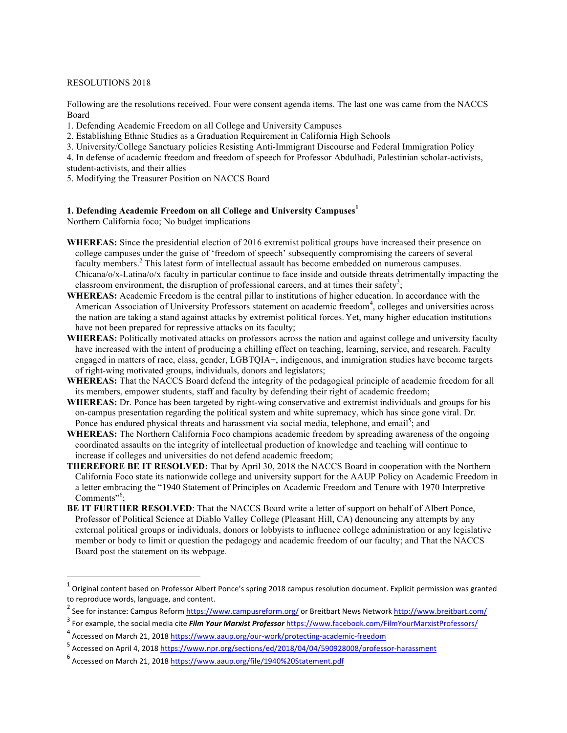RESOLUTIONS 2018

Following are the resolutions received. Four were consent agenda items. The last one was came from the NACCS Board

1. Defending Academic Freedom on all College and University Campuses
2. Establishing Ethnic Studies as a Graduation Requirement in California High Schools
3. University/College Sanctuary policies Resisting Anti-Immigrant Discourse and Federal Immigration Policy
4. In defense of academic freedom and freedom of speech for Professor Abdulhadi, Palestinian scholar-activists, student-activists, and their allies
5. Modifying the Treasurer Position on NACCS Board

**1. Defending Academic Freedom on all College and University Campuses**[1]

Northern California foco; No budget implications

**WHEREAS:** Since the presidential election of 2016 extremist political groups have increased their presence on college campuses under the guise of 'freedom of speech' subsequently compromising the careers of several faculty members.[2] This latest form of intellectual assault has become embedded on numerous campuses. Chicana/o/x-Latina/o/x faculty in particular continue to face inside and outside threats detrimentally impacting the classroom environment, the disruption of professional careers, and at times their safety[3];

**WHEREAS:** Academic Freedom is the central pillar to institutions of higher education. In accordance with the American Association of University Professors statement on academic freedom[4], colleges and universities across the nation are taking a stand against attacks by extremist political forces. Yet, many higher education institutions have not been prepared for repressive attacks on its faculty;

**WHEREAS:** Politically motivated attacks on professors across the nation and against college and university faculty have increased with the intent of producing a chilling effect on teaching, learning, service, and research. Faculty engaged in matters of race, class, gender, LGBTQIA+, indigenous, and immigration studies have become targets of right-wing motivated groups, individuals, donors and legislators;

**WHEREAS:** That the NACCS Board defend the integrity of the pedagogical principle of academic freedom for all its members, empower students, staff and faculty by defending their right of academic freedom;

**WHEREAS:** Dr. Ponce has been targeted by right-wing conservative and extremist individuals and groups for his on-campus presentation regarding the political system and white supremacy, which has since gone viral. Dr. Ponce has endured physical threats and harassment via social media, telephone, and email[5]; and

**WHEREAS:** The Northern California Foco champions academic freedom by spreading awareness of the ongoing coordinated assaults on the integrity of intellectual production of knowledge and teaching will continue to increase if colleges and universities do not defend academic freedom;

**THEREFORE BE IT RESOLVED:** That by April 30, 2018 the NACCS Board in cooperation with the Northern California Foco state its nationwide college and university support for the AAUP Policy on Academic Freedom in a letter embracing the "1940 Statement of Principles on Academic Freedom and Tenure with 1970 Interpretive Comments"[6];

**BE IT FURTHER RESOLVED**: That the NACCS Board write a letter of support on behalf of Albert Ponce, Professor of Political Science at Diablo Valley College (Pleasant Hill, CA) denouncing any attempts by any external political groups or individuals, donors or lobbyists to influence college administration or any legislative member or body to limit or question the pedagogy and academic freedom of our faculty; and That the NACCS Board post the statement on its webpage.

---

[1] Original content based on Professor Albert Ponce's spring 2018 campus resolution document. Explicit permission was granted to reproduce words, language, and content.

[2] See for instance: Campus Reform https://www.campusreform.org/ or Breitbart News Network http://www.breitbart.com/

[3] For example, the social media cite ***Film Your Marxist Professor*** https://www.facebook.com/FilmYourMarxistProfessors/

[4] Accessed on March 21, 2018 https://www.aaup.org/our-work/protecting-academic-freedom

[5] Accessed on April 4, 2018 https://www.npr.org/sections/ed/2018/04/04/590928008/professor-harassment

[6] Accessed on March 21, 2018 https://www.aaup.org/file/1940%20Statement.pdf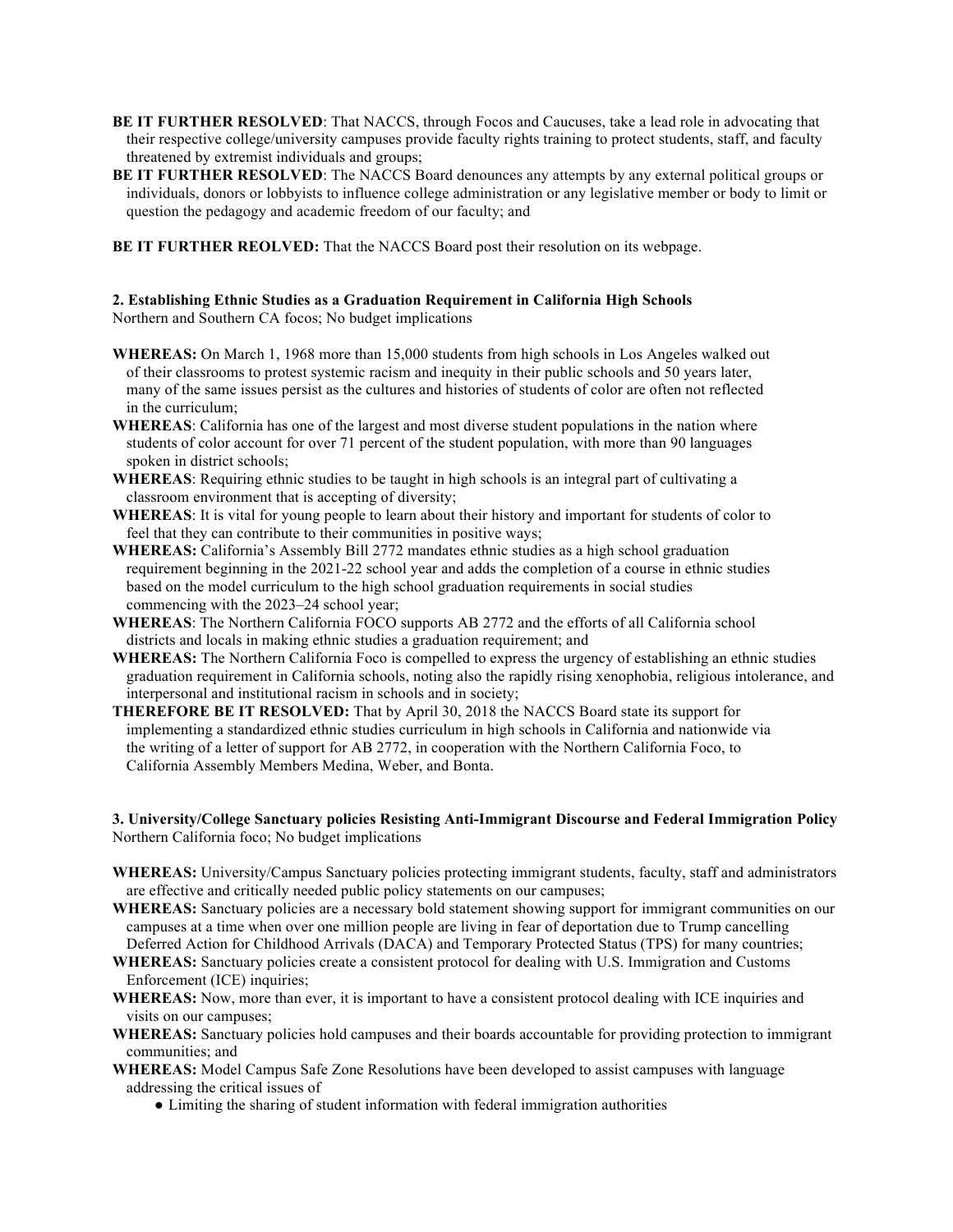**BE IT FURTHER RESOLVED**: That NACCS, through Focos and Caucuses, take a lead role in advocating that their respective college/university campuses provide faculty rights training to protect students, staff, and faculty threatened by extremist individuals and groups;

**BE IT FURTHER RESOLVED**: The NACCS Board denounces any attempts by any external political groups or individuals, donors or lobbyists to influence college administration or any legislative member or body to limit or question the pedagogy and academic freedom of our faculty; and

**BE IT FURTHER REOLVED:** That the NACCS Board post their resolution on its webpage.

**2. Establishing Ethnic Studies as a Graduation Requirement in California High Schools**
Northern and Southern CA focos; No budget implications

**WHEREAS:** On March 1, 1968 more than 15,000 students from high schools in Los Angeles walked out of their classrooms to protest systemic racism and inequity in their public schools and 50 years later, many of the same issues persist as the cultures and histories of students of color are often not reflected in the curriculum;

**WHEREAS**: California has one of the largest and most diverse student populations in the nation where students of color account for over 71 percent of the student population, with more than 90 languages spoken in district schools;

**WHEREAS**: Requiring ethnic studies to be taught in high schools is an integral part of cultivating a classroom environment that is accepting of diversity;

**WHEREAS**: It is vital for young people to learn about their history and important for students of color to feel that they can contribute to their communities in positive ways;

**WHEREAS:** California's Assembly Bill 2772 mandates ethnic studies as a high school graduation requirement beginning in the 2021-22 school year and adds the completion of a course in ethnic studies based on the model curriculum to the high school graduation requirements in social studies commencing with the 2023–24 school year;

**WHEREAS**: The Northern California FOCO supports AB 2772 and the efforts of all California school districts and locals in making ethnic studies a graduation requirement; and

**WHEREAS:** The Northern California Foco is compelled to express the urgency of establishing an ethnic studies graduation requirement in California schools, noting also the rapidly rising xenophobia, religious intolerance, and interpersonal and institutional racism in schools and in society;

**THEREFORE BE IT RESOLVED:** That by April 30, 2018 the NACCS Board state its support for implementing a standardized ethnic studies curriculum in high schools in California and nationwide via the writing of a letter of support for AB 2772, in cooperation with the Northern California Foco, to California Assembly Members Medina, Weber, and Bonta.

**3. University/College Sanctuary policies Resisting Anti-Immigrant Discourse and Federal Immigration Policy**
Northern California foco; No budget implications

**WHEREAS:** University/Campus Sanctuary policies protecting immigrant students, faculty, staff and administrators are effective and critically needed public policy statements on our campuses;

**WHEREAS:** Sanctuary policies are a necessary bold statement showing support for immigrant communities on our campuses at a time when over one million people are living in fear of deportation due to Trump cancelling Deferred Action for Childhood Arrivals (DACA) and Temporary Protected Status (TPS) for many countries;

**WHEREAS:** Sanctuary policies create a consistent protocol for dealing with U.S. Immigration and Customs Enforcement (ICE) inquiries;

**WHEREAS:** Now, more than ever, it is important to have a consistent protocol dealing with ICE inquiries and visits on our campuses;

**WHEREAS:** Sanctuary policies hold campuses and their boards accountable for providing protection to immigrant communities; and

**WHEREAS:** Model Campus Safe Zone Resolutions have been developed to assist campuses with language addressing the critical issues of

- Limiting the sharing of student information with federal immigration authorities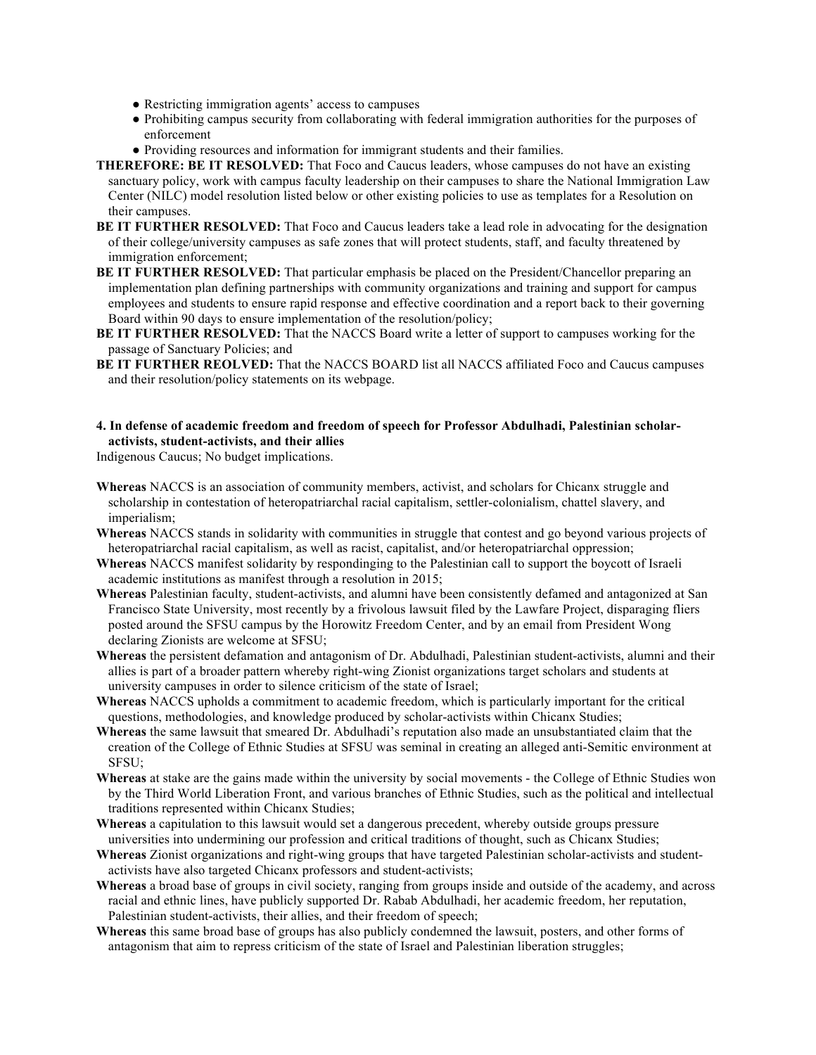- Restricting immigration agents' access to campuses
- Prohibiting campus security from collaborating with federal immigration authorities for the purposes of enforcement
- Providing resources and information for immigrant students and their families.

**THEREFORE: BE IT RESOLVED:** That Foco and Caucus leaders, whose campuses do not have an existing sanctuary policy, work with campus faculty leadership on their campuses to share the National Immigration Law Center (NILC) model resolution listed below or other existing policies to use as templates for a Resolution on their campuses.

**BE IT FURTHER RESOLVED:** That Foco and Caucus leaders take a lead role in advocating for the designation of their college/university campuses as safe zones that will protect students, staff, and faculty threatened by immigration enforcement;

**BE IT FURTHER RESOLVED:** That particular emphasis be placed on the President/Chancellor preparing an implementation plan defining partnerships with community organizations and training and support for campus employees and students to ensure rapid response and effective coordination and a report back to their governing Board within 90 days to ensure implementation of the resolution/policy;

**BE IT FURTHER RESOLVED:** That the NACCS Board write a letter of support to campuses working for the passage of Sanctuary Policies; and

**BE IT FURTHER REOLVED:** That the NACCS BOARD list all NACCS affiliated Foco and Caucus campuses and their resolution/policy statements on its webpage.

**4. In defense of academic freedom and freedom of speech for Professor Abdulhadi, Palestinian scholar-activists, student-activists, and their allies**

Indigenous Caucus; No budget implications.

**Whereas** NACCS is an association of community members, activist, and scholars for Chicanx struggle and scholarship in contestation of heteropatriarchal racial capitalism, settler-colonialism, chattel slavery, and imperialism;

**Whereas** NACCS stands in solidarity with communities in struggle that contest and go beyond various projects of heteropatriarchal racial capitalism, as well as racist, capitalist, and/or heteropatriarchal oppression;

**Whereas** NACCS manifest solidarity by respondinging to the Palestinian call to support the boycott of Israeli academic institutions as manifest through a resolution in 2015;

**Whereas** Palestinian faculty, student-activists, and alumni have been consistently defamed and antagonized at San Francisco State University, most recently by a frivolous lawsuit filed by the Lawfare Project, disparaging fliers posted around the SFSU campus by the Horowitz Freedom Center, and by an email from President Wong declaring Zionists are welcome at SFSU;

**Whereas** the persistent defamation and antagonism of Dr. Abdulhadi, Palestinian student-activists, alumni and their allies is part of a broader pattern whereby right-wing Zionist organizations target scholars and students at university campuses in order to silence criticism of the state of Israel;

**Whereas** NACCS upholds a commitment to academic freedom, which is particularly important for the critical questions, methodologies, and knowledge produced by scholar-activists within Chicanx Studies;

**Whereas** the same lawsuit that smeared Dr. Abdulhadi's reputation also made an unsubstantiated claim that the creation of the College of Ethnic Studies at SFSU was seminal in creating an alleged anti-Semitic environment at SFSU;

**Whereas** at stake are the gains made within the university by social movements - the College of Ethnic Studies won by the Third World Liberation Front, and various branches of Ethnic Studies, such as the political and intellectual traditions represented within Chicanx Studies;

**Whereas** a capitulation to this lawsuit would set a dangerous precedent, whereby outside groups pressure universities into undermining our profession and critical traditions of thought, such as Chicanx Studies;

**Whereas** Zionist organizations and right-wing groups that have targeted Palestinian scholar-activists and student-activists have also targeted Chicanx professors and student-activists;

**Whereas** a broad base of groups in civil society, ranging from groups inside and outside of the academy, and across racial and ethnic lines, have publicly supported Dr. Rabab Abdulhadi, her academic freedom, her reputation, Palestinian student-activists, their allies, and their freedom of speech;

**Whereas** this same broad base of groups has also publicly condemned the lawsuit, posters, and other forms of antagonism that aim to repress criticism of the state of Israel and Palestinian liberation struggles;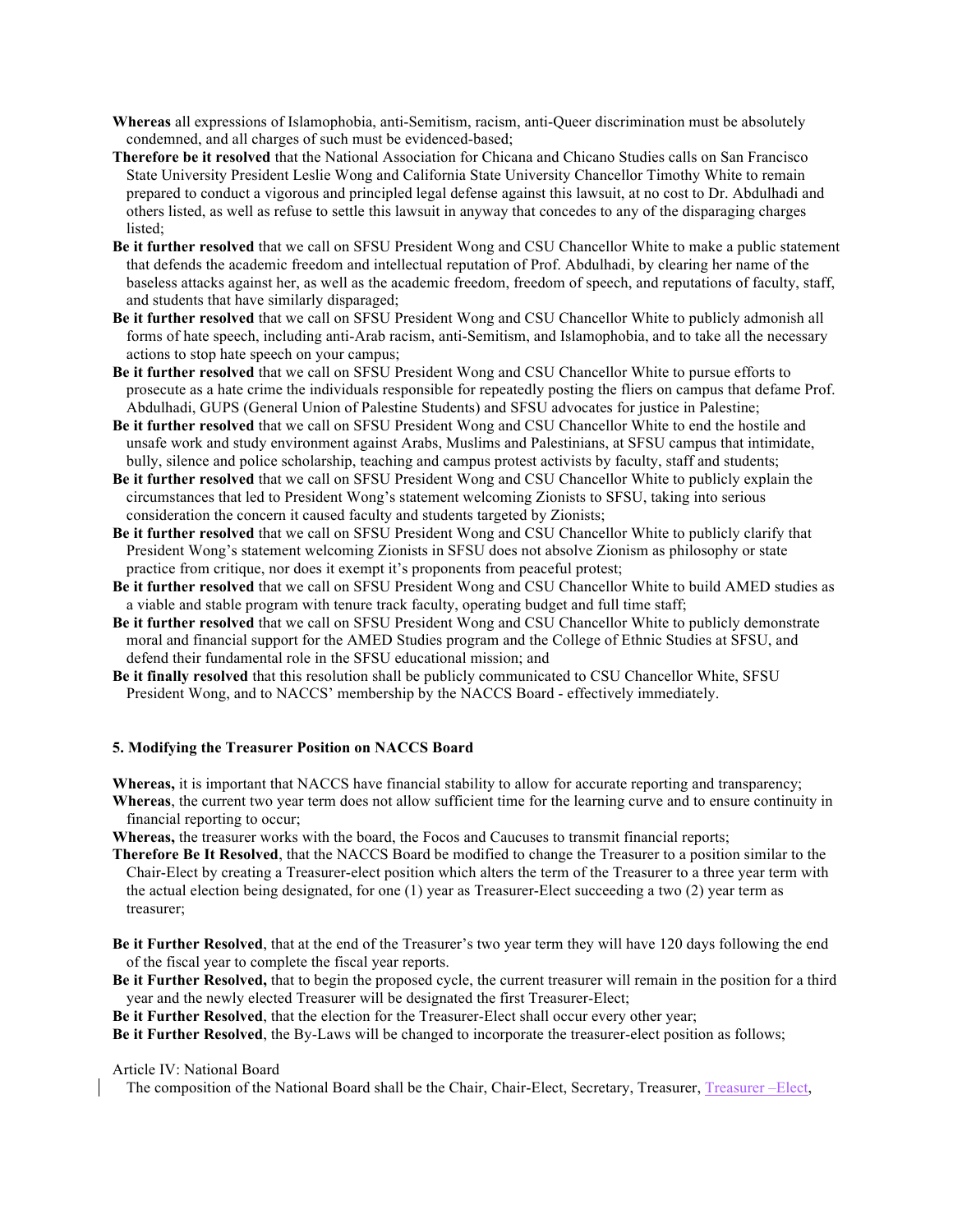**Whereas** all expressions of Islamophobia, anti-Semitism, racism, anti-Queer discrimination must be absolutely condemned, and all charges of such must be evidenced-based;

**Therefore be it resolved** that the National Association for Chicana and Chicano Studies calls on San Francisco State University President Leslie Wong and California State University Chancellor Timothy White to remain prepared to conduct a vigorous and principled legal defense against this lawsuit, at no cost to Dr. Abdulhadi and others listed, as well as refuse to settle this lawsuit in anyway that concedes to any of the disparaging charges listed;

**Be it further resolved** that we call on SFSU President Wong and CSU Chancellor White to make a public statement that defends the academic freedom and intellectual reputation of Prof. Abdulhadi, by clearing her name of the baseless attacks against her, as well as the academic freedom, freedom of speech, and reputations of faculty, staff, and students that have similarly disparaged;

**Be it further resolved** that we call on SFSU President Wong and CSU Chancellor White to publicly admonish all forms of hate speech, including anti-Arab racism, anti-Semitism, and Islamophobia, and to take all the necessary actions to stop hate speech on your campus;

**Be it further resolved** that we call on SFSU President Wong and CSU Chancellor White to pursue efforts to prosecute as a hate crime the individuals responsible for repeatedly posting the fliers on campus that defame Prof. Abdulhadi, GUPS (General Union of Palestine Students) and SFSU advocates for justice in Palestine;

**Be it further resolved** that we call on SFSU President Wong and CSU Chancellor White to end the hostile and unsafe work and study environment against Arabs, Muslims and Palestinians, at SFSU campus that intimidate, bully, silence and police scholarship, teaching and campus protest activists by faculty, staff and students;

**Be it further resolved** that we call on SFSU President Wong and CSU Chancellor White to publicly explain the circumstances that led to President Wong's statement welcoming Zionists to SFSU, taking into serious consideration the concern it caused faculty and students targeted by Zionists;

**Be it further resolved** that we call on SFSU President Wong and CSU Chancellor White to publicly clarify that President Wong's statement welcoming Zionists in SFSU does not absolve Zionism as philosophy or state practice from critique, nor does it exempt it's proponents from peaceful protest;

**Be it further resolved** that we call on SFSU President Wong and CSU Chancellor White to build AMED studies as a viable and stable program with tenure track faculty, operating budget and full time staff;

**Be it further resolved** that we call on SFSU President Wong and CSU Chancellor White to publicly demonstrate moral and financial support for the AMED Studies program and the College of Ethnic Studies at SFSU, and defend their fundamental role in the SFSU educational mission; and

**Be it finally resolved** that this resolution shall be publicly communicated to CSU Chancellor White, SFSU President Wong, and to NACCS' membership by the NACCS Board - effectively immediately.

### 5. Modifying the Treasurer Position on NACCS Board

**Whereas,** it is important that NACCS have financial stability to allow for accurate reporting and transparency;

**Whereas**, the current two year term does not allow sufficient time for the learning curve and to ensure continuity in financial reporting to occur;

**Whereas,** the treasurer works with the board, the Focos and Caucuses to transmit financial reports;

**Therefore Be It Resolved**, that the NACCS Board be modified to change the Treasurer to a position similar to the Chair-Elect by creating a Treasurer-elect position which alters the term of the Treasurer to a three year term with the actual election being designated, for one (1) year as Treasurer-Elect succeeding a two (2) year term as treasurer;

**Be it Further Resolved**, that at the end of the Treasurer's two year term they will have 120 days following the end of the fiscal year to complete the fiscal year reports.

**Be it Further Resolved,** that to begin the proposed cycle, the current treasurer will remain in the position for a third year and the newly elected Treasurer will be designated the first Treasurer-Elect;

**Be it Further Resolved**, that the election for the Treasurer-Elect shall occur every other year;

**Be it Further Resolved**, the By-Laws will be changed to incorporate the treasurer-elect position as follows;

Article IV: National Board

The composition of the National Board shall be the Chair, Chair-Elect, Secretary, Treasurer, Treasurer –Elect,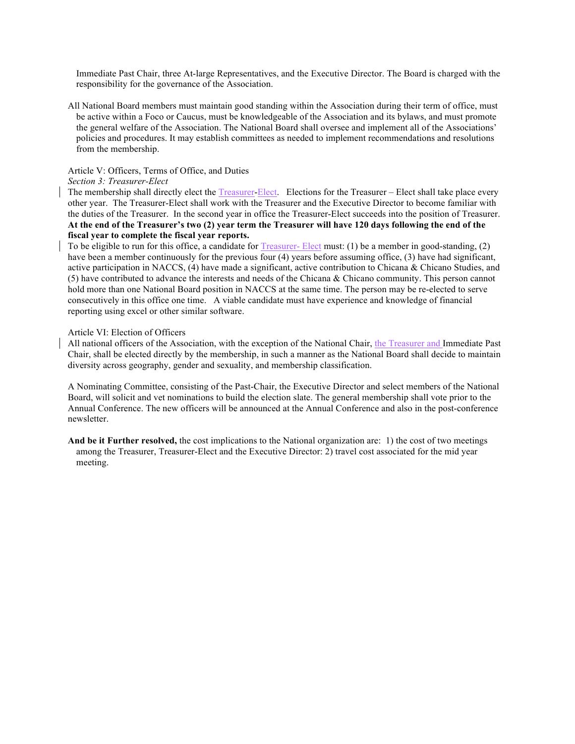Immediate Past Chair, three At-large Representatives, and the Executive Director. The Board is charged with the responsibility for the governance of the Association.

All National Board members must maintain good standing within the Association during their term of office, must be active within a Foco or Caucus, must be knowledgeable of the Association and its bylaws, and must promote the general welfare of the Association. The National Board shall oversee and implement all of the Associations' policies and procedures. It may establish committees as needed to implement recommendations and resolutions from the membership.

Article V: Officers, Terms of Office, and Duties

*Section 3: Treasurer-Elect*

The membership shall directly elect the Treasurer-Elect. Elections for the Treasurer – Elect shall take place every other year. The Treasurer-Elect shall work with the Treasurer and the Executive Director to become familiar with the duties of the Treasurer. In the second year in office the Treasurer-Elect succeeds into the position of Treasurer. **At the end of the Treasurer's two (2) year term the Treasurer will have 120 days following the end of the fiscal year to complete the fiscal year reports.**

To be eligible to run for this office, a candidate for Treasurer- Elect must: (1) be a member in good-standing, (2) have been a member continuously for the previous four (4) years before assuming office, (3) have had significant, active participation in NACCS, (4) have made a significant, active contribution to Chicana & Chicano Studies, and (5) have contributed to advance the interests and needs of the Chicana & Chicano community. This person cannot hold more than one National Board position in NACCS at the same time. The person may be re-elected to serve consecutively in this office one time. A viable candidate must have experience and knowledge of financial reporting using excel or other similar software.

Article VI: Election of Officers

All national officers of the Association, with the exception of the National Chair, the Treasurer and Immediate Past Chair, shall be elected directly by the membership, in such a manner as the National Board shall decide to maintain diversity across geography, gender and sexuality, and membership classification.

A Nominating Committee, consisting of the Past-Chair, the Executive Director and select members of the National Board, will solicit and vet nominations to build the election slate. The general membership shall vote prior to the Annual Conference. The new officers will be announced at the Annual Conference and also in the post-conference newsletter.

**And be it Further resolved,** the cost implications to the National organization are: 1) the cost of two meetings among the Treasurer, Treasurer-Elect and the Executive Director: 2) travel cost associated for the mid year meeting.